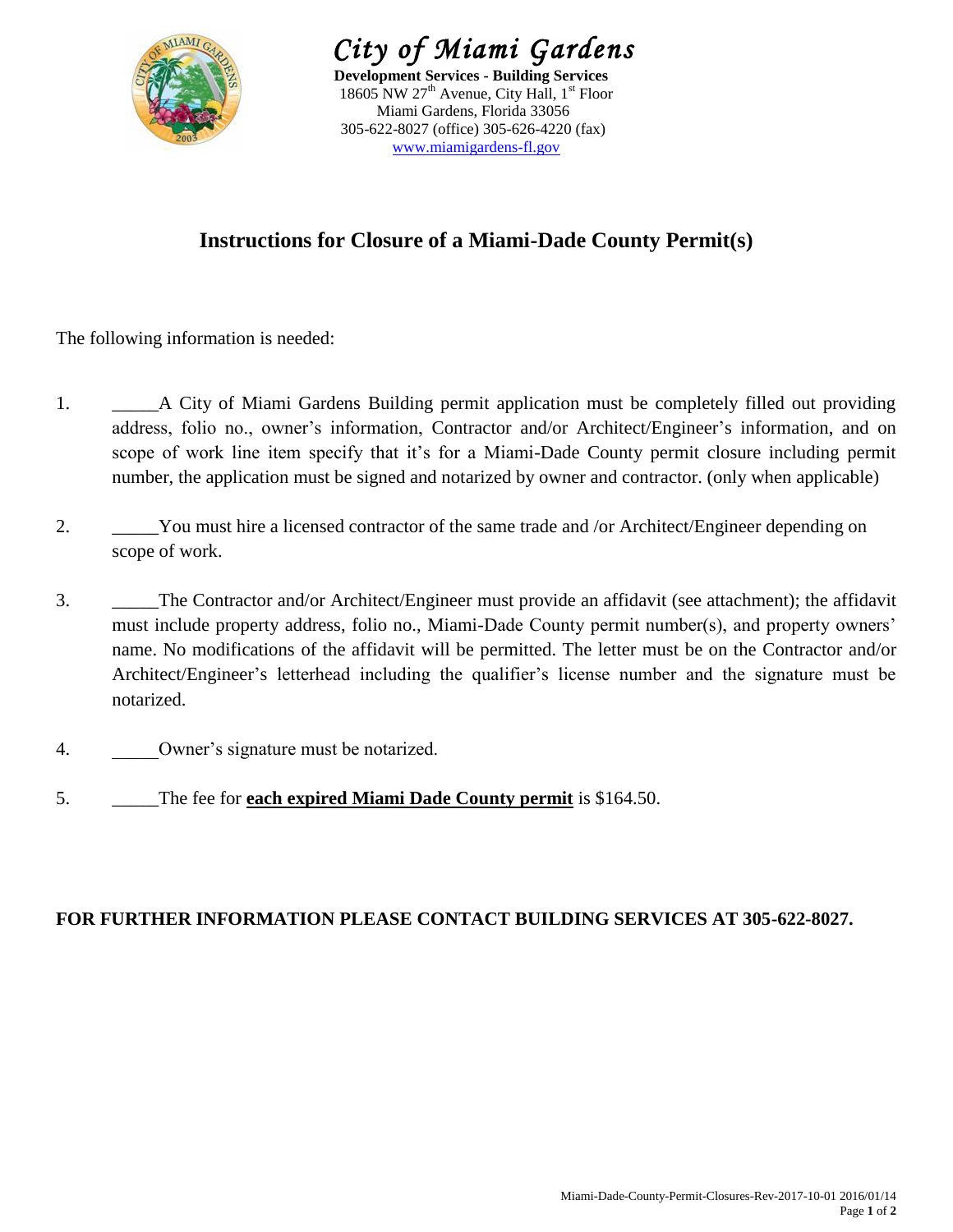# City of Miami Gardens

**Development Services - Building Services**
18605 NW 27th Avenue, City Hall, 1st Floor
Miami Gardens, Florida 33056
305-622-8027 (office) 305-626-4220 (fax)
www.miamigardens-fl.gov

## Instructions for Closure of a Miami-Dade County Permit(s)

The following information is needed:

1. _____A City of Miami Gardens Building permit application must be completely filled out providing address, folio no., owner's information, Contractor and/or Architect/Engineer's information, and on scope of work line item specify that it's for a Miami-Dade County permit closure including permit number, the application must be signed and notarized by owner and contractor. (only when applicable)

2. _____You must hire a licensed contractor of the same trade and /or Architect/Engineer depending on scope of work.

3. _____The Contractor and/or Architect/Engineer must provide an affidavit (see attachment); the affidavit must include property address, folio no., Miami-Dade County permit number(s), and property owners' name. No modifications of the affidavit will be permitted. The letter must be on the Contractor and/or Architect/Engineer's letterhead including the qualifier's license number and the signature must be notarized.

4. _____Owner's signature must be notarized.

5. _____The fee for **each expired Miami Dade County permit** is $164.50.

**FOR FURTHER INFORMATION PLEASE CONTACT BUILDING SERVICES AT 305-622-8027.**

Miami-Dade-County-Permit-Closures-Rev-2017-10-01 2016/01/14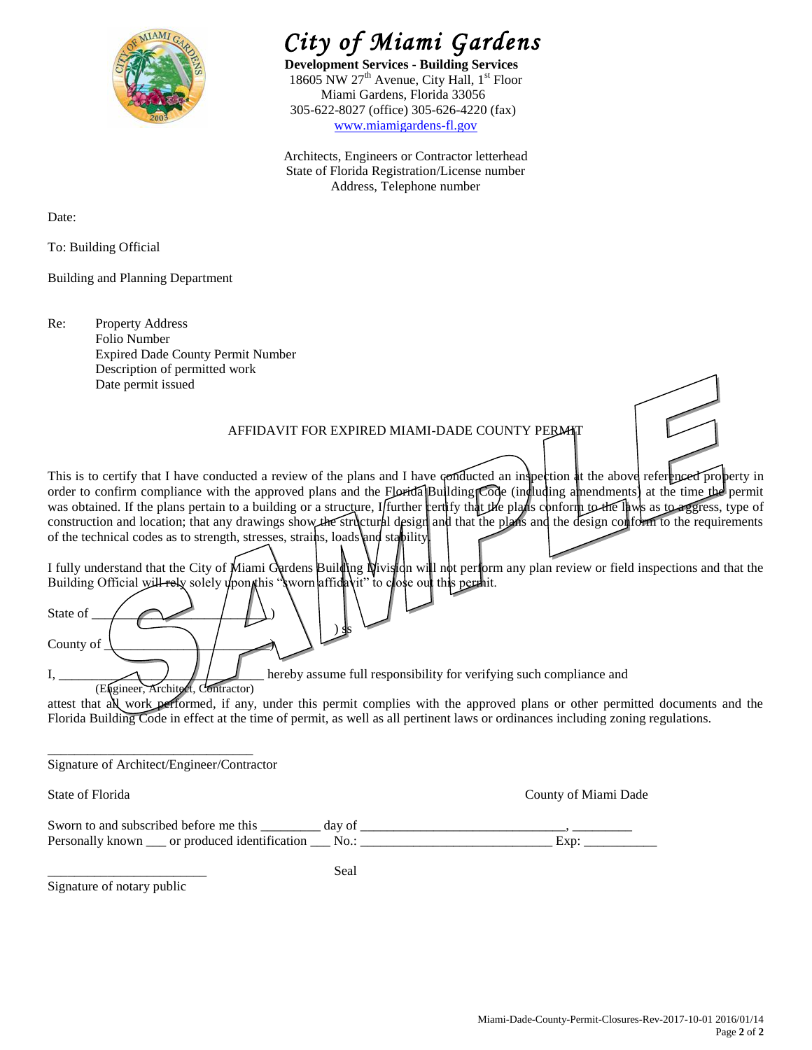# City of Miami Gardens

**Development Services - Building Services**
18605 NW 27th Avenue, City Hall, 1st Floor
Miami Gardens, Florida 33056
305-622-8027 (office) 305-626-4220 (fax)
www.miamigardens-fl.gov

Architects, Engineers or Contractor letterhead
State of Florida Registration/License number
Address, Telephone number

Date:

To: Building Official

Building and Planning Department

Re: Property Address
Folio Number
Expired Dade County Permit Number
Description of permitted work
Date permit issued

AFFIDAVIT FOR EXPIRED MIAMI-DADE COUNTY PERMIT

This is to certify that I have conducted a review of the plans and I have conducted an inspection at the above referenced property in order to confirm compliance with the approved plans and the Florida Building Code (including amendments) at the time the permit was obtained. If the plans pertain to a building or a structure, I further certify that the plans conform to the laws as to aggress, type of construction and location; that any drawings show the structural design and that the plans and the design conform to the requirements of the technical codes as to strength, stresses, strains, loads and stability.

I fully understand that the City of Miami Gardens Building Division will not perform any plan review or field inspections and that the Building Official will rely solely upon this "sworn affidavit" to close out this permit.

State of ________________________)
) ss
County of ________________________)

I, ________________________ hereby assume full responsibility for verifying such compliance and
(Engineer, Architect, Contractor)
attest that all work performed, if any, under this permit complies with the approved plans or other permitted documents and the Florida Building Code in effect at the time of permit, as well as all pertinent laws or ordinances including zoning regulations.

______________________________
Signature of Architect/Engineer/Contractor

State of Florida County of Miami Dade

Sworn to and subscribed before me this _________ day of ______________________________, _________
Personally known ___ or produced identification ___ No.: ____________________________ Exp: ___________

________________________ Seal
Signature of notary public

Miami-Dade-County-Permit-Closures-Rev-2017-10-01 2016/01/14